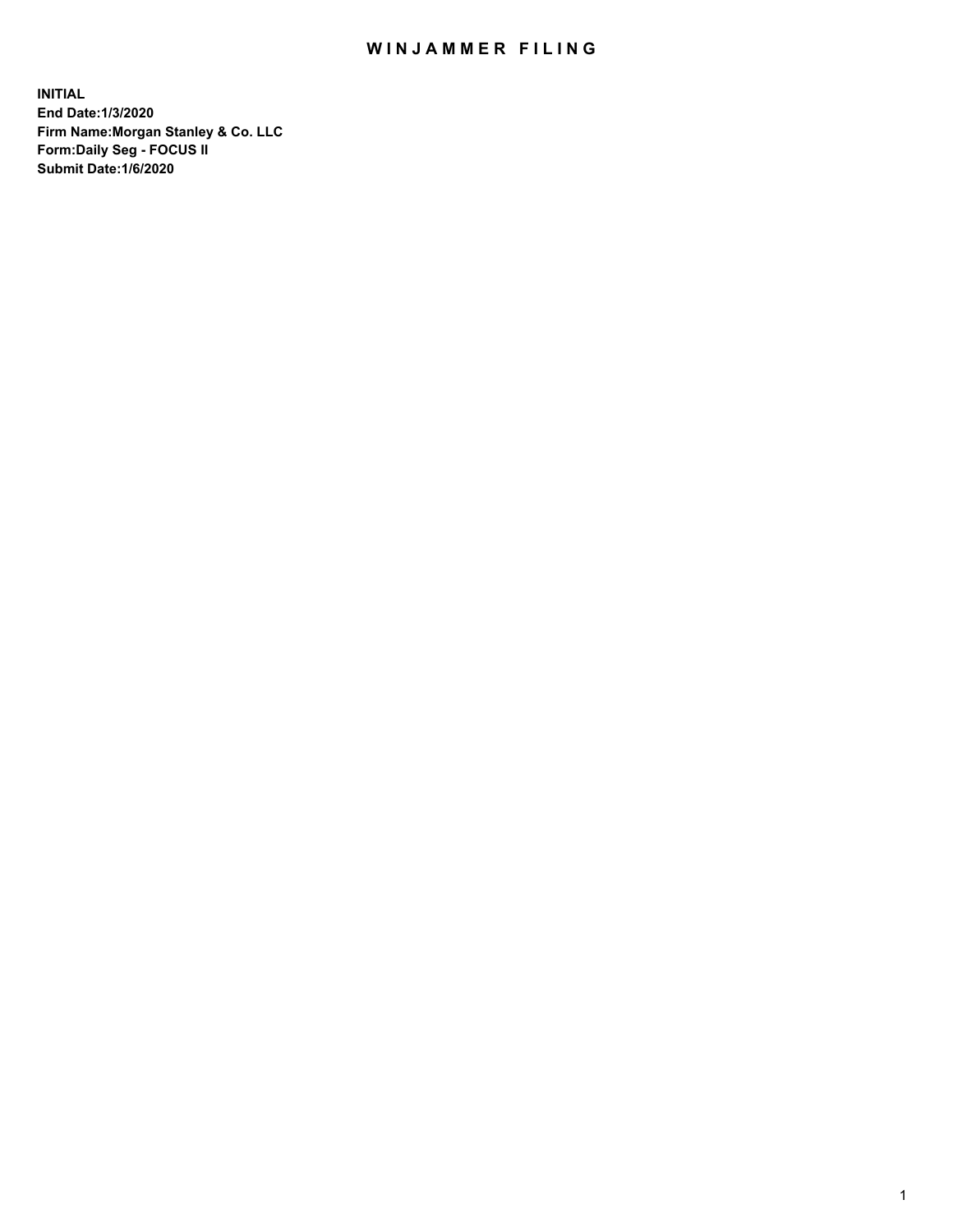# WINJAMMER FILING

**INITIAL**
**End Date:1/3/2020**
**Firm Name:Morgan Stanley & Co. LLC**
**Form:Daily Seg - FOCUS II**
**Submit Date:1/6/2020**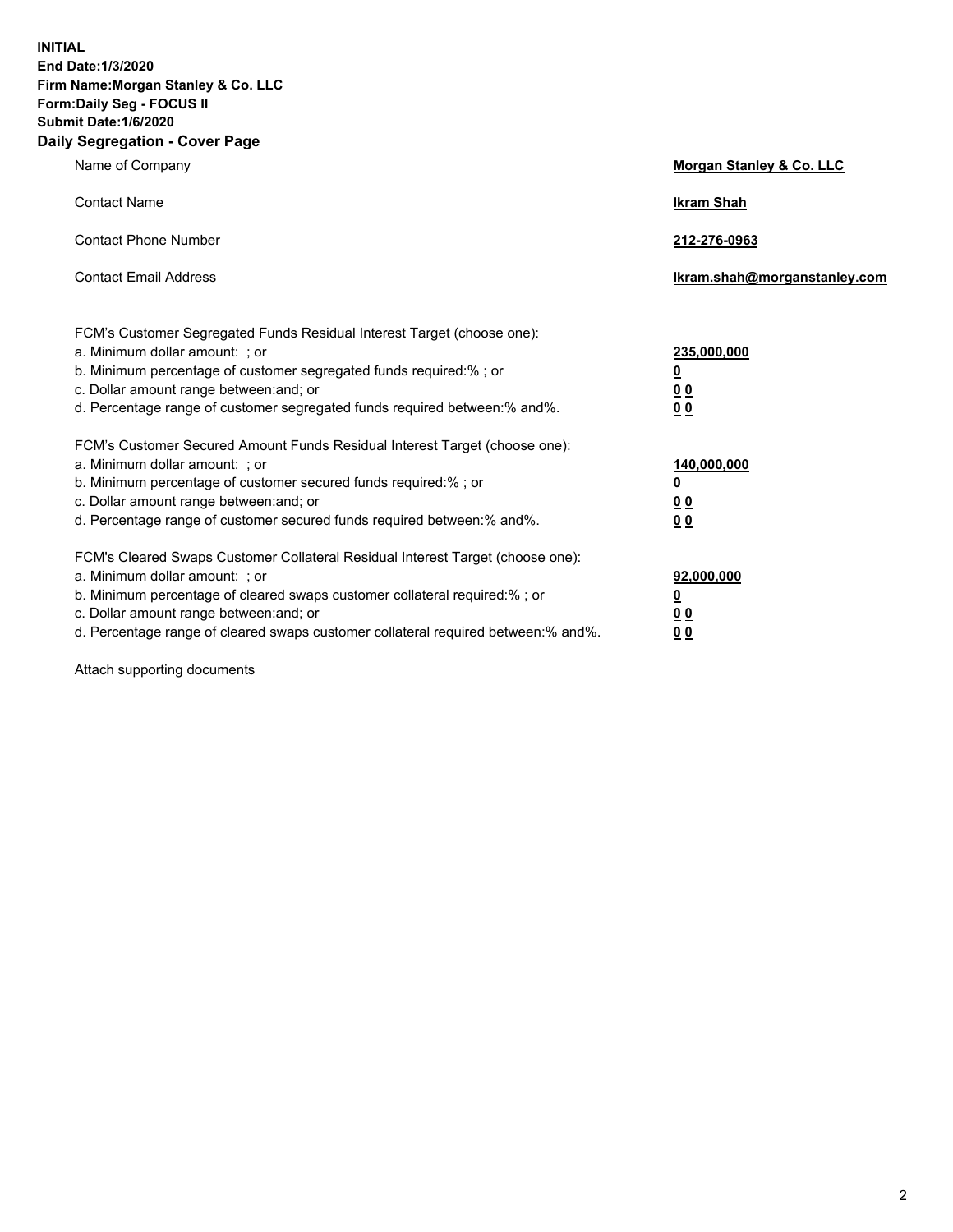**INITIAL**
**End Date:1/3/2020**
**Firm Name:Morgan Stanley & Co. LLC**
**Form:Daily Seg - FOCUS II**
**Submit Date:1/6/2020**

## Daily Segregation - Cover Page

| | |
|---|---|
| Name of Company | **Morgan Stanley & Co. LLC** |
| Contact Name | **Ikram Shah** |
| Contact Phone Number | **212-276-0963** |
| Contact Email Address | **Ikram.shah@morganstanley.com** |

| | |
|---|---|
| FCM's Customer Segregated Funds Residual Interest Target (choose one): | |
| a. Minimum dollar amount: ; or | **235,000,000** |
| b. Minimum percentage of customer segregated funds required:% ; or | **0** |
| c. Dollar amount range between:and; or | **0 0** |
| d. Percentage range of customer segregated funds required between:% and%. | **0 0** |
| FCM's Customer Secured Amount Funds Residual Interest Target (choose one): | |
| a. Minimum dollar amount: ; or | **140,000,000** |
| b. Minimum percentage of customer secured funds required:% ; or | **0** |
| c. Dollar amount range between:and; or | **0 0** |
| d. Percentage range of customer secured funds required between:% and%. | **0 0** |
| FCM's Cleared Swaps Customer Collateral Residual Interest Target (choose one): | |
| a. Minimum dollar amount: ; or | **92,000,000** |
| b. Minimum percentage of cleared swaps customer collateral required:% ; or | **0** |
| c. Dollar amount range between:and; or | **0 0** |
| d. Percentage range of cleared swaps customer collateral required between:% and%. | **0 0** |

Attach supporting documents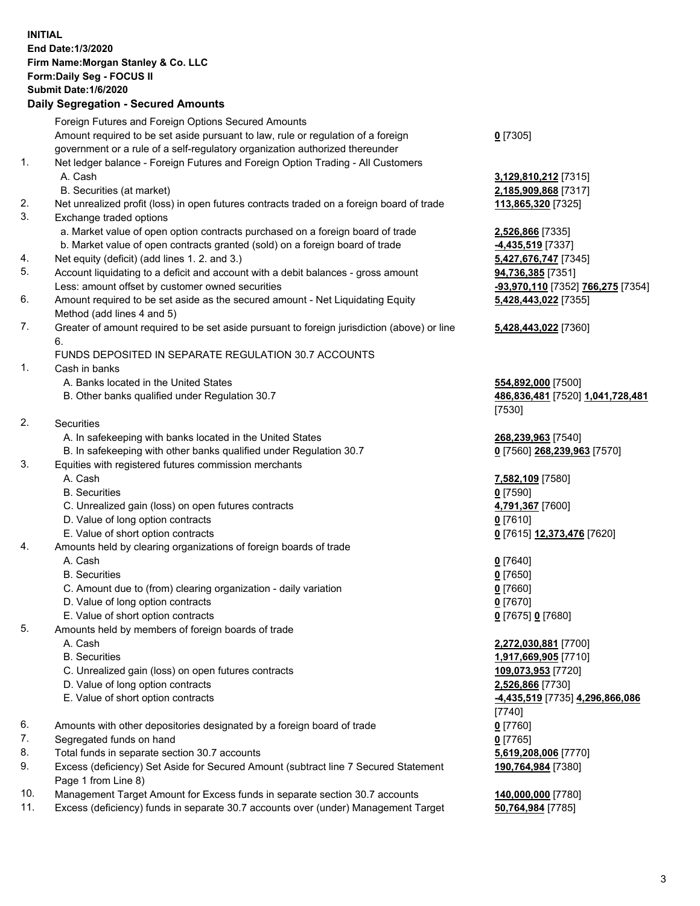**INITIAL**
**End Date:1/3/2020**
**Firm Name:Morgan Stanley & Co. LLC**
**Form:Daily Seg - FOCUS II**
**Submit Date:1/6/2020**

### Daily Segregation - Secured Amounts

| | | |
|---|---|---|
| | Foreign Futures and Foreign Options Secured Amounts | |
| | Amount required to be set aside pursuant to law, rule or regulation of a foreign government or a rule of a self-regulatory organization authorized thereunder | **0** [7305] |
| 1. | Net ledger balance - Foreign Futures and Foreign Option Trading - All Customers | |
| | A. Cash | **3,129,810,212** [7315] |
| | B. Securities (at market) | **2,185,909,868** [7317] |
| 2. | Net unrealized profit (loss) in open futures contracts traded on a foreign board of trade | **113,865,320** [7325] |
| 3. | Exchange traded options | |
| | a. Market value of open option contracts purchased on a foreign board of trade | **2,526,866** [7335] |
| | b. Market value of open contracts granted (sold) on a foreign board of trade | **-4,435,519** [7337] |
| 4. | Net equity (deficit) (add lines 1. 2. and 3.) | **5,427,676,747** [7345] |
| 5. | Account liquidating to a deficit and account with a debit balances - gross amount | **94,736,385** [7351] |
| | Less: amount offset by customer owned securities | **-93,970,110** [7352] **766,275** [7354] |
| 6. | Amount required to be set aside as the secured amount - Net Liquidating Equity Method (add lines 4 and 5) | **5,428,443,022** [7355] |
| 7. | Greater of amount required to be set aside pursuant to foreign jurisdiction (above) or line 6. | **5,428,443,022** [7360] |
| | FUNDS DEPOSITED IN SEPARATE REGULATION 30.7 ACCOUNTS | |
| 1. | Cash in banks | |
| | A. Banks located in the United States | **554,892,000** [7500] |
| | B. Other banks qualified under Regulation 30.7 | **486,836,481** [7520] **1,041,728,481** [7530] |
| 2. | Securities | |
| | A. In safekeeping with banks located in the United States | **268,239,963** [7540] |
| | B. In safekeeping with other banks qualified under Regulation 30.7 | **0** [7560] **268,239,963** [7570] |
| 3. | Equities with registered futures commission merchants | |
| | A. Cash | **7,582,109** [7580] |
| | B. Securities | **0** [7590] |
| | C. Unrealized gain (loss) on open futures contracts | **4,791,367** [7600] |
| | D. Value of long option contracts | **0** [7610] |
| | E. Value of short option contracts | **0** [7615] **12,373,476** [7620] |
| 4. | Amounts held by clearing organizations of foreign boards of trade | |
| | A. Cash | **0** [7640] |
| | B. Securities | **0** [7650] |
| | C. Amount due to (from) clearing organization - daily variation | **0** [7660] |
| | D. Value of long option contracts | **0** [7670] |
| | E. Value of short option contracts | **0** [7675] **0** [7680] |
| 5. | Amounts held by members of foreign boards of trade | |
| | A. Cash | **2,272,030,881** [7700] |
| | B. Securities | **1,917,669,905** [7710] |
| | C. Unrealized gain (loss) on open futures contracts | **109,073,953** [7720] |
| | D. Value of long option contracts | **2,526,866** [7730] |
| | E. Value of short option contracts | **-4,435,519** [7735] **4,296,866,086** [7740] |
| 6. | Amounts with other depositories designated by a foreign board of trade | **0** [7760] |
| 7. | Segregated funds on hand | **0** [7765] |
| 8. | Total funds in separate section 30.7 accounts | **5,619,208,006** [7770] |
| 9. | Excess (deficiency) Set Aside for Secured Amount (subtract line 7 Secured Statement Page 1 from Line 8) | **190,764,984** [7380] |
| 10. | Management Target Amount for Excess funds in separate section 30.7 accounts | **140,000,000** [7780] |
| 11. | Excess (deficiency) funds in separate 30.7 accounts over (under) Management Target | **50,764,984** [7785] |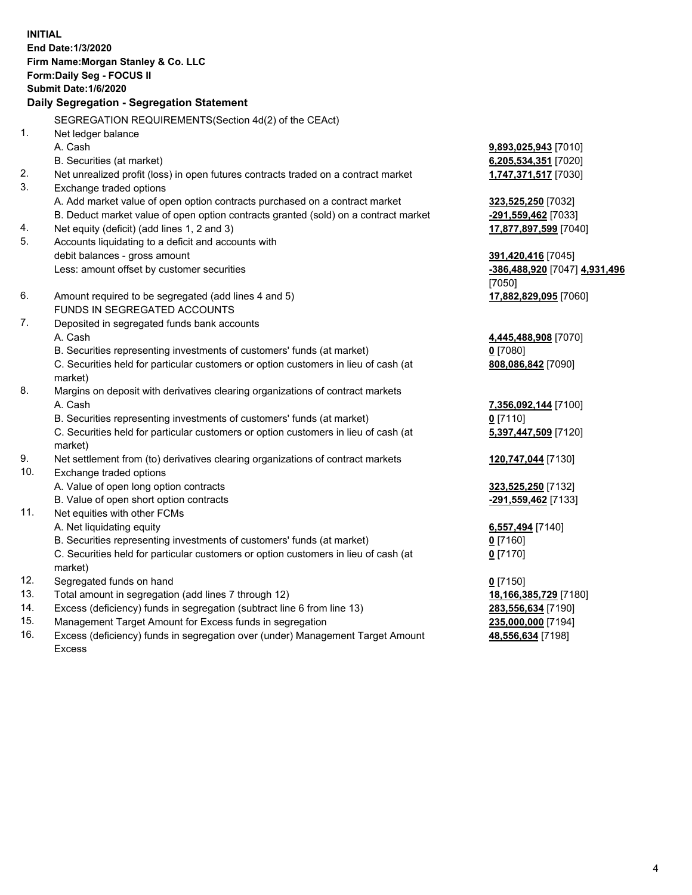**INITIAL**
**End Date:1/3/2020**
**Firm Name:Morgan Stanley & Co. LLC**
**Form:Daily Seg - FOCUS II**
**Submit Date:1/6/2020**

### Daily Segregation - Segregation Statement

SEGREGATION REQUIREMENTS(Section 4d(2) of the CEAct)

| | | |
|---|---|---|
| 1. | Net ledger balance | |
| | A. Cash | **9,893,025,943** [7010] |
| | B. Securities (at market) | **6,205,534,351** [7020] |
| 2. | Net unrealized profit (loss) in open futures contracts traded on a contract market | **1,747,371,517** [7030] |
| 3. | Exchange traded options | |
| | A. Add market value of open option contracts purchased on a contract market | **323,525,250** [7032] |
| | B. Deduct market value of open option contracts granted (sold) on a contract market | **-291,559,462** [7033] |
| 4. | Net equity (deficit) (add lines 1, 2 and 3) | **17,877,897,599** [7040] |
| 5. | Accounts liquidating to a deficit and accounts with debit balances - gross amount | **391,420,416** [7045] |
| | Less: amount offset by customer securities | **-386,488,920** [7047] **4,931,496** [7050] |
| 6. | Amount required to be segregated (add lines 4 and 5) | **17,882,829,095** [7060] |
| | FUNDS IN SEGREGATED ACCOUNTS | |
| 7. | Deposited in segregated funds bank accounts | |
| | A. Cash | **4,445,488,908** [7070] |
| | B. Securities representing investments of customers' funds (at market) | **0** [7080] |
| | C. Securities held for particular customers or option customers in lieu of cash (at market) | **808,086,842** [7090] |
| 8. | Margins on deposit with derivatives clearing organizations of contract markets | |
| | A. Cash | **7,356,092,144** [7100] |
| | B. Securities representing investments of customers' funds (at market) | **0** [7110] |
| | C. Securities held for particular customers or option customers in lieu of cash (at market) | **5,397,447,509** [7120] |
| 9. | Net settlement from (to) derivatives clearing organizations of contract markets | **120,747,044** [7130] |
| 10. | Exchange traded options | |
| | A. Value of open long option contracts | **323,525,250** [7132] |
| | B. Value of open short option contracts | **-291,559,462** [7133] |
| 11. | Net equities with other FCMs | |
| | A. Net liquidating equity | **6,557,494** [7140] |
| | B. Securities representing investments of customers' funds (at market) | **0** [7160] |
| | C. Securities held for particular customers or option customers in lieu of cash (at market) | **0** [7170] |
| 12. | Segregated funds on hand | **0** [7150] |
| 13. | Total amount in segregation (add lines 7 through 12) | **18,166,385,729** [7180] |
| 14. | Excess (deficiency) funds in segregation (subtract line 6 from line 13) | **283,556,634** [7190] |
| 15. | Management Target Amount for Excess funds in segregation | **235,000,000** [7194] |
| 16. | Excess (deficiency) funds in segregation over (under) Management Target Amount Excess | **48,556,634** [7198] |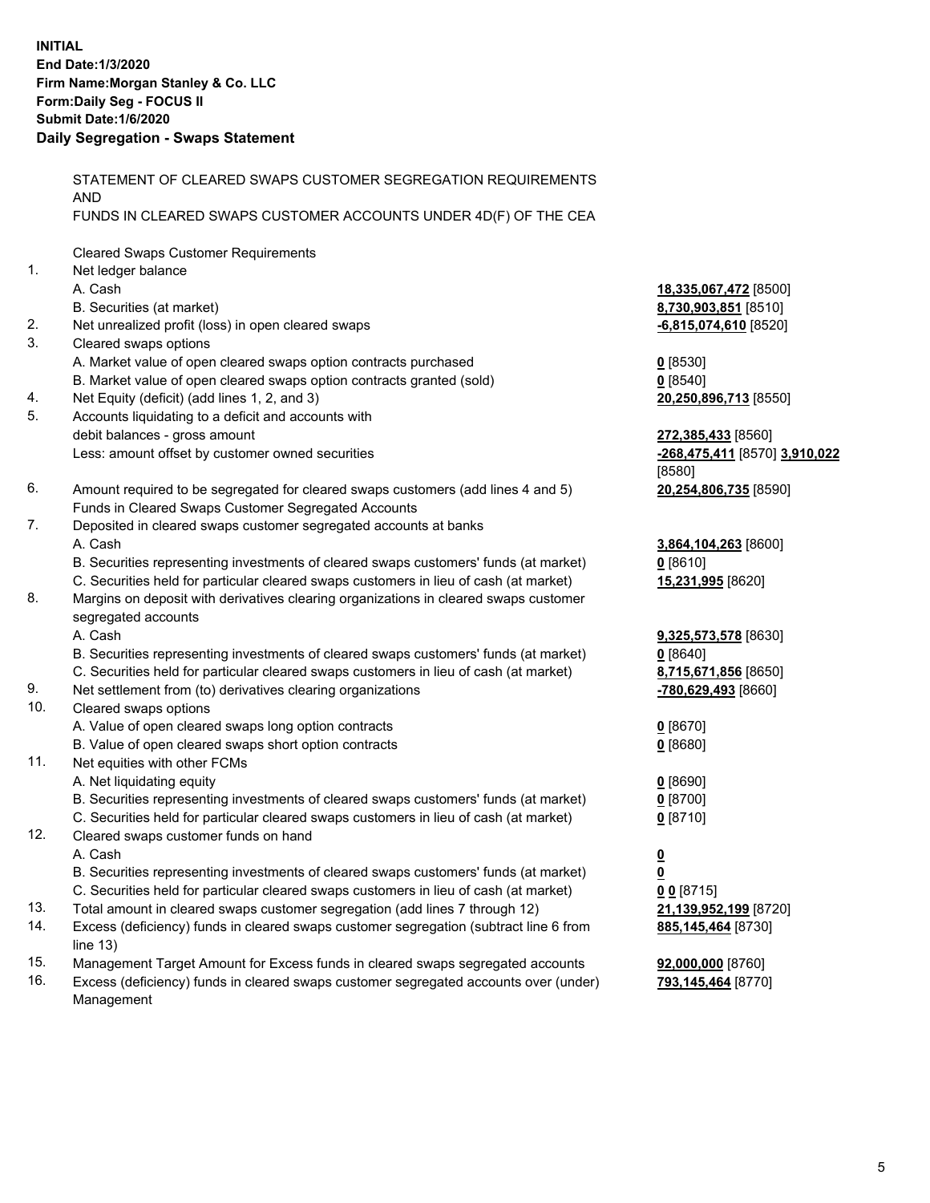**INITIAL**
**End Date:1/3/2020**
**Firm Name:Morgan Stanley & Co. LLC**
**Form:Daily Seg - FOCUS II**
**Submit Date:1/6/2020**
**Daily Segregation - Swaps Statement**

STATEMENT OF CLEARED SWAPS CUSTOMER SEGREGATION REQUIREMENTS AND FUNDS IN CLEARED SWAPS CUSTOMER ACCOUNTS UNDER 4D(F) OF THE CEA

| | | |
|---|---|---|
| | Cleared Swaps Customer Requirements | |
| 1. | Net ledger balance | |
| | A. Cash | **18,335,067,472** [8500] |
| | B. Securities (at market) | **8,730,903,851** [8510] |
| 2. | Net unrealized profit (loss) in open cleared swaps | **-6,815,074,610** [8520] |
| 3. | Cleared swaps options | |
| | A. Market value of open cleared swaps option contracts purchased | **0** [8530] |
| | B. Market value of open cleared swaps option contracts granted (sold) | **0** [8540] |
| 4. | Net Equity (deficit) (add lines 1, 2, and 3) | **20,250,896,713** [8550] |
| 5. | Accounts liquidating to a deficit and accounts with debit balances - gross amount | **272,385,433** [8560] |
| | Less: amount offset by customer owned securities | **-268,475,411** [8570] **3,910,022** [8580] |
| 6. | Amount required to be segregated for cleared swaps customers (add lines 4 and 5) | **20,254,806,735** [8590] |
| | Funds in Cleared Swaps Customer Segregated Accounts | |
| 7. | Deposited in cleared swaps customer segregated accounts at banks | |
| | A. Cash | **3,864,104,263** [8600] |
| | B. Securities representing investments of cleared swaps customers' funds (at market) | **0** [8610] |
| | C. Securities held for particular cleared swaps customers in lieu of cash (at market) | **15,231,995** [8620] |
| 8. | Margins on deposit with derivatives clearing organizations in cleared swaps customer segregated accounts | |
| | A. Cash | **9,325,573,578** [8630] |
| | B. Securities representing investments of cleared swaps customers' funds (at market) | **0** [8640] |
| | C. Securities held for particular cleared swaps customers in lieu of cash (at market) | **8,715,671,856** [8650] |
| 9. | Net settlement from (to) derivatives clearing organizations | **-780,629,493** [8660] |
| 10. | Cleared swaps options | |
| | A. Value of open cleared swaps long option contracts | **0** [8670] |
| | B. Value of open cleared swaps short option contracts | **0** [8680] |
| 11. | Net equities with other FCMs | |
| | A. Net liquidating equity | **0** [8690] |
| | B. Securities representing investments of cleared swaps customers' funds (at market) | **0** [8700] |
| | C. Securities held for particular cleared swaps customers in lieu of cash (at market) | **0** [8710] |
| 12. | Cleared swaps customer funds on hand | |
| | A. Cash | **0** |
| | B. Securities representing investments of cleared swaps customers' funds (at market) | **0** |
| | C. Securities held for particular cleared swaps customers in lieu of cash (at market) | **0** **0** [8715] |
| 13. | Total amount in cleared swaps customer segregation (add lines 7 through 12) | **21,139,952,199** [8720] |
| 14. | Excess (deficiency) funds in cleared swaps customer segregation (subtract line 6 from line 13) | **885,145,464** [8730] |
| 15. | Management Target Amount for Excess funds in cleared swaps segregated accounts | **92,000,000** [8760] |
| 16. | Excess (deficiency) funds in cleared swaps customer segregated accounts over (under) Management | **793,145,464** [8770] |